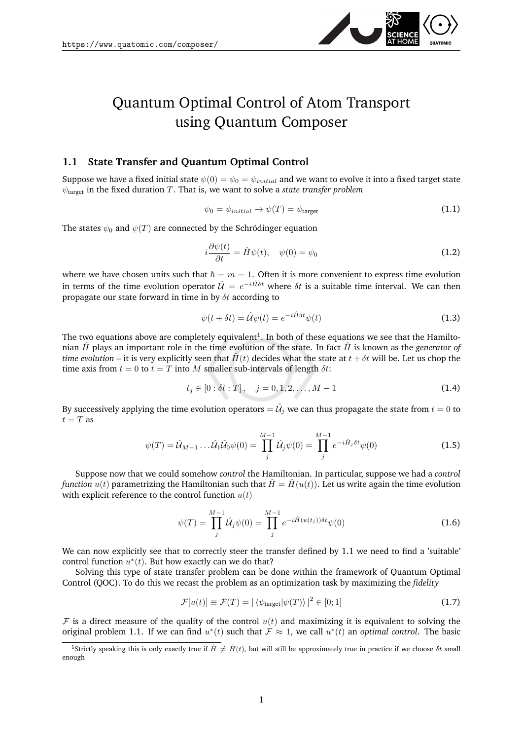# Quantum Optimal Control of Atom Transport using Quantum Composer

## 1.1 State Transfer and Quantum Optimal Control

Suppose we have a fixed initial state $\psi(0) = \psi_0 = \psi_{initial}$ and we want to evolve it into a fixed target state $\psi_{\text{target}}$ in the fixed duration $T$. That is, we want to solve a *state transfer problem*

$$\psi_0 = \psi_{initial} \to \psi(T) = \psi_{\text{target}} \tag{1.1}$$

The states $\psi_0$ and $\psi(T)$ are connected by the Schrödinger equation

$$i\frac{\partial \psi(t)}{\partial t} = \hat{H}\psi(t), \quad \psi(0) = \psi_0 \tag{1.2}$$

where we have chosen units such that $\hbar = m = 1$. Often it is more convenient to express time evolution in terms of the time evolution operator $\hat{\mathcal{U}} = e^{-i\hat{H}\delta t}$ where $\delta t$ is a suitable time interval. We can then propagate our state forward in time in by $\delta t$ according to

$$\psi(t + \delta t) = \hat{\mathcal{U}}\psi(t) = e^{-i\hat{H}\delta t}\psi(t) \tag{1.3}$$

The two equations above are completely equivalent[1]. In both of these equations we see that the Hamiltonian $\hat{H}$ plays an important role in the time evolution of the state. In fact $\hat{H}$ is known as the *generator of time evolution* – it is very explicitly seen that $\hat{H}(t)$ decides what the state at $t + \delta t$ will be. Let us chop the time axis from $t = 0$ to $t = T$ into $M$ smaller sub-intervals of length $\delta t$:

$$t_j \in [0 : \delta t : T], \quad j = 0, 1, 2, \ldots, M-1 \tag{1.4}$$

By successively applying the time evolution operators $= \hat{\mathcal{U}}_j$ we can thus propagate the state from $t = 0$ to $t = T$ as

$$\psi(T) = \hat{\mathcal{U}}_{M-1} \ldots \hat{\mathcal{U}}_1 \hat{\mathcal{U}}_0 \psi(0) = \prod_j^{M-1} \hat{\mathcal{U}}_j \psi(0) = \prod_j^{M-1} e^{-i\hat{H}_j \delta t}\psi(0) \tag{1.5}$$

Suppose now that we could somehow *control* the Hamiltonian. In particular, suppose we had a *control function* $u(t)$ parametrizing the Hamiltonian such that $\hat{H} = \hat{H}(u(t))$. Let us write again the time evolution with explicit reference to the control function $u(t)$

$$\psi(T) = \prod_j^{M-1} \hat{\mathcal{U}}_j \psi(0) = \prod_j^{M-1} e^{-i\hat{H}(u(t_j))\delta t}\psi(0) \tag{1.6}$$

We can now explicitly see that to correctly steer the transfer defined by 1.1 we need to find a 'suitable' control function $u^*(t)$. But how exactly can we do that?

Solving this type of state transfer problem can be done within the framework of Quantum Optimal Control (QOC). To do this we recast the problem as an optimization task by maximizing the *fidelity*

$$\mathcal{F}[u(t)] \equiv \mathcal{F}(T) = |\langle \psi_{\text{target}} | \psi(T) \rangle|^2 \in [0; 1] \tag{1.7}$$

$\mathcal{F}$ is a direct measure of the quality of the control $u(t)$ and maximizing it is equivalent to solving the original problem 1.1. If we can find $u^*(t)$ such that $\mathcal{F} \approx 1$, we call $u^*(t)$ an *optimal control*. The basic

[1] Strictly speaking this is only exactly true if $\hat{H} \neq \hat{H}(t)$, but will still be approximately true in practice if we choose $\delta t$ small enough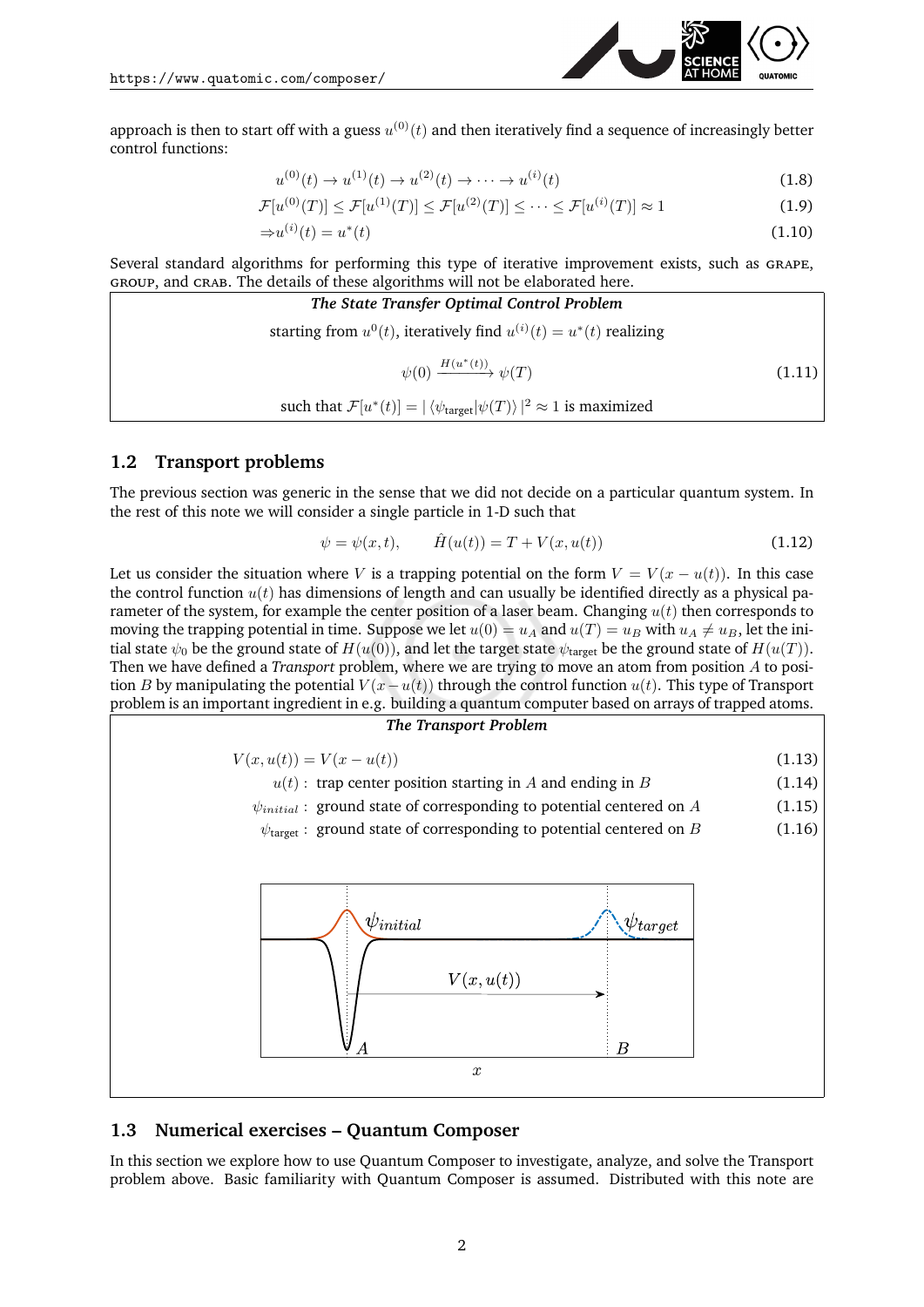approach is then to start off with a guess $u^{(0)}(t)$ and then iteratively find a sequence of increasingly better control functions:

$$u^{(0)}(t) \to u^{(1)}(t) \to u^{(2)}(t) \to \cdots \to u^{(i)}(t) \tag{1.8}$$

$$\mathcal{F}[u^{(0)}(T)] \leq \mathcal{F}[u^{(1)}(T)] \leq \mathcal{F}[u^{(2)}(T)] \leq \cdots \leq \mathcal{F}[u^{(i)}(T)] \approx 1 \tag{1.9}$$

$$\Rightarrow u^{(i)}(t) = u^{*}(t) \tag{1.10}$$

Several standard algorithms for performing this type of iterative improvement exists, such as GRAPE, GROUP, and CRAB. The details of these algorithms will not be elaborated here.

**The State Transfer Optimal Control Problem**

starting from $u^{0}(t)$, iteratively find $u^{(i)}(t) = u^{*}(t)$ realizing

$$\psi(0) \xrightarrow{H(u^{*}(t))} \psi(T) \tag{1.11}$$

such that $\mathcal{F}[u^{*}(t)] = |\langle \psi_{\text{target}} | \psi(T) \rangle|^2 \approx 1$ is maximized

## 1.2 Transport problems

The previous section was generic in the sense that we did not decide on a particular quantum system. In the rest of this note we will consider a single particle in 1-D such that

$$\psi = \psi(x,t), \qquad \hat{H}(u(t)) = T + V(x, u(t)) \tag{1.12}$$

Let us consider the situation where $V$ is a trapping potential on the form $V = V(x - u(t))$. In this case the control function $u(t)$ has dimensions of length and can usually be identified directly as a physical parameter of the system, for example the center position of a laser beam. Changing $u(t)$ then corresponds to moving the trapping potential in time. Suppose we let $u(0) = u_A$ and $u(T) = u_B$ with $u_A \neq u_B$, let the initial state $\psi_0$ be the ground state of $H(u(0))$, and let the target state $\psi_{\text{target}}$ be the ground state of $H(u(T))$. Then we have defined a *Transport* problem, where we are trying to move an atom from position $A$ to position $B$ by manipulating the potential $V(x - u(t))$ through the control function $u(t)$. This type of Transport problem is an important ingredient in e.g. building a quantum computer based on arrays of trapped atoms.

**The Transport Problem**

$$V(x, u(t)) = V(x - u(t)) \tag{1.13}$$

$u(t)$ : trap center position starting in $A$ and ending in $B$ (1.14)

$\psi_{initial}$ : ground state of corresponding to potential centered on $A$ (1.15)

$\psi_{\text{target}}$ : ground state of corresponding to potential centered on $B$ (1.16)

## 1.3 Numerical exercises – Quantum Composer

In this section we explore how to use Quantum Composer to investigate, analyze, and solve the Transport problem above. Basic familiarity with Quantum Composer is assumed. Distributed with this note are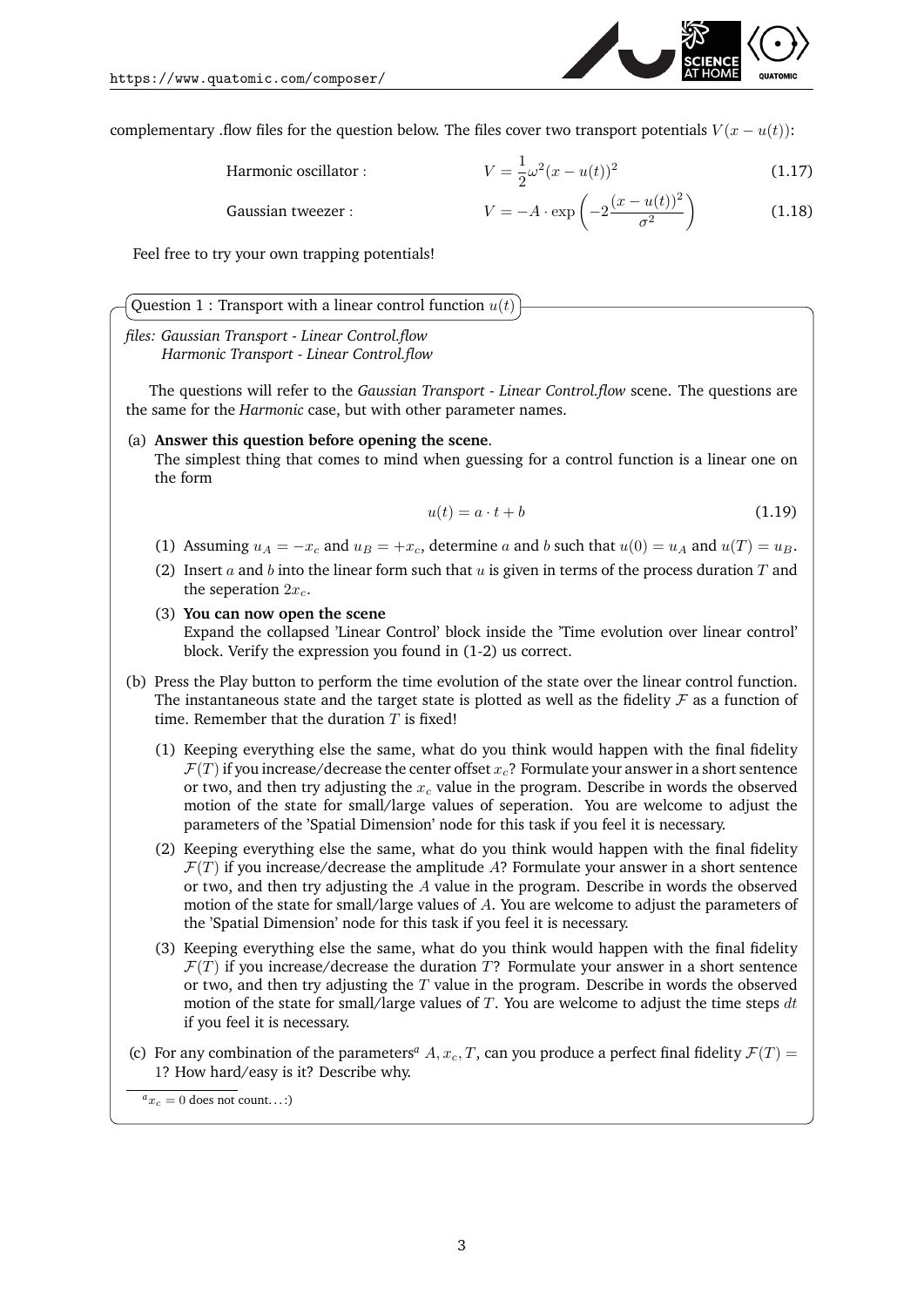complementary .flow files for the question below. The files cover two transport potentials $V(x - u(t))$:

$$\text{Harmonic oscillator :} \qquad V = \frac{1}{2}\omega^2(x - u(t))^2 \tag{1.17}$$

$$\text{Gaussian tweezer :} \qquad V = -A \cdot \exp\left(-2\frac{(x - u(t))^2}{\sigma^2}\right) \tag{1.18}$$

Feel free to try your own trapping potentials!

## Question 1 : Transport with a linear control function $u(t)$

*files: Gaussian Transport - Linear Control.flow*
*Harmonic Transport - Linear Control.flow*

The questions will refer to the *Gaussian Transport - Linear Control.flow* scene. The questions are the same for the *Harmonic* case, but with other parameter names.

(a) **Answer this question before opening the scene**.
The simplest thing that comes to mind when guessing for a control function is a linear one on the form

$$u(t) = a \cdot t + b \tag{1.19}$$

(1) Assuming $u_A = -x_c$ and $u_B = +x_c$, determine $a$ and $b$ such that $u(0) = u_A$ and $u(T) = u_B$.

(2) Insert $a$ and $b$ into the linear form such that $u$ is given in terms of the process duration $T$ and the seperation $2x_c$.

(3) **You can now open the scene**
Expand the collapsed 'Linear Control' block inside the 'Time evolution over linear control' block. Verify the expression you found in (1-2) us correct.

(b) Press the Play button to perform the time evolution of the state over the linear control function. The instantaneous state and the target state is plotted as well as the fidelity $\mathcal{F}$ as a function of time. Remember that the duration $T$ is fixed!

(1) Keeping everything else the same, what do you think would happen with the final fidelity $\mathcal{F}(T)$ if you increase/decrease the center offset $x_c$? Formulate your answer in a short sentence or two, and then try adjusting the $x_c$ value in the program. Describe in words the observed motion of the state for small/large values of seperation. You are welcome to adjust the parameters of the 'Spatial Dimension' node for this task if you feel it is necessary.

(2) Keeping everything else the same, what do you think would happen with the final fidelity $\mathcal{F}(T)$ if you increase/decrease the amplitude $A$? Formulate your answer in a short sentence or two, and then try adjusting the $A$ value in the program. Describe in words the observed motion of the state for small/large values of $A$. You are welcome to adjust the parameters of the 'Spatial Dimension' node for this task if you feel it is necessary.

(3) Keeping everything else the same, what do you think would happen with the final fidelity $\mathcal{F}(T)$ if you increase/decrease the duration $T$? Formulate your answer in a short sentence or two, and then try adjusting the $T$ value in the program. Describe in words the observed motion of the state for small/large values of $T$. You are welcome to adjust the time steps $dt$ if you feel it is necessary.

(c) For any combination of the parameters[a] $A, x_c, T$, can you produce a perfect final fidelity $\mathcal{F}(T) = 1$? How hard/easy is it? Describe why.

[a] $x_c = 0$ does not count. . . :)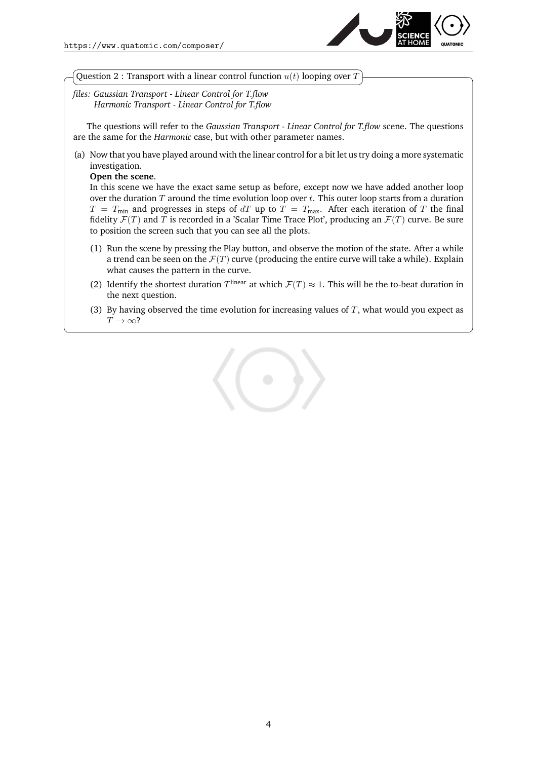## Question 2 : Transport with a linear control function $u(t)$ looping over $T$

*files: Gaussian Transport - Linear Control for T.flow*
*Harmonic Transport - Linear Control for T.flow*

The questions will refer to the *Gaussian Transport - Linear Control for T.flow* scene. The questions are the same for the *Harmonic* case, but with other parameter names.

(a) Now that you have played around with the linear control for a bit let us try doing a more systematic investigation.

**Open the scene**.

In this scene we have the exact same setup as before, except now we have added another loop over the duration $T$ around the time evolution loop over $t$. This outer loop starts from a duration $T = T_{\text{min}}$ and progresses in steps of $dT$ up to $T = T_{\text{max}}$. After each iteration of $T$ the final fidelity $\mathcal{F}(T)$ and $T$ is recorded in a 'Scalar Time Trace Plot', producing an $\mathcal{F}(T)$ curve. Be sure to position the screen such that you can see all the plots.

(1) Run the scene by pressing the Play button, and observe the motion of the state. After a while a trend can be seen on the $\mathcal{F}(T)$ curve (producing the entire curve will take a while). Explain what causes the pattern in the curve.

(2) Identify the shortest duration $T^{\text{linear}}$ at which $\mathcal{F}(T) \approx 1$. This will be the to-beat duration in the next question.

(3) By having observed the time evolution for increasing values of $T$, what would you expect as $T \to \infty$?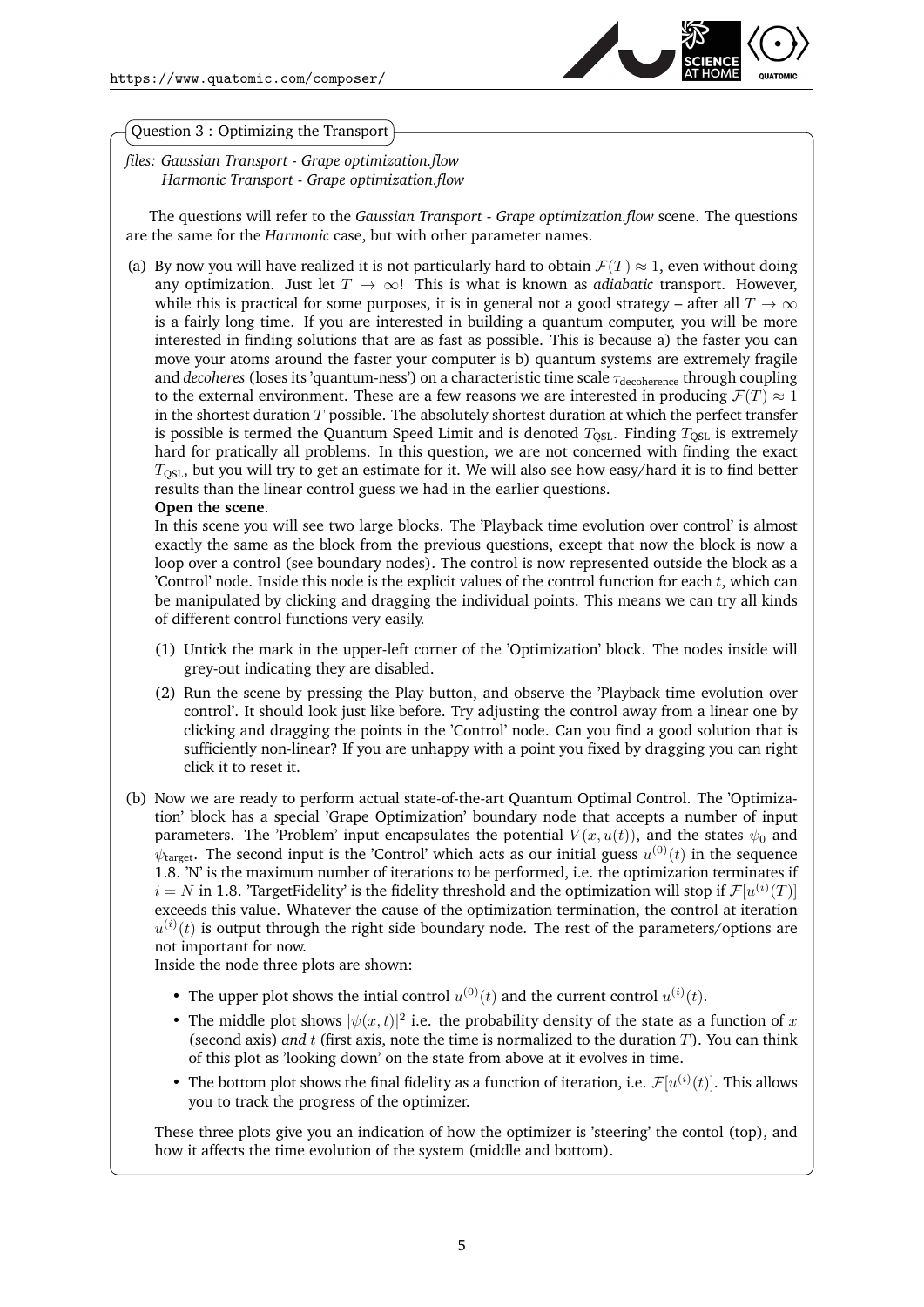## Question 3 : Optimizing the Transport

*files: Gaussian Transport - Grape optimization.flow*
*Harmonic Transport - Grape optimization.flow*

The questions will refer to the *Gaussian Transport - Grape optimization.flow* scene. The questions are the same for the *Harmonic* case, but with other parameter names.

(a) By now you will have realized it is not particularly hard to obtain $\mathcal{F}(T) \approx 1$, even without doing any optimization. Just let $T \to \infty$! This is what is known as *adiabatic* transport. However, while this is practical for some purposes, it is in general not a good strategy – after all $T \to \infty$ is a fairly long time. If you are interested in building a quantum computer, you will be more interested in finding solutions that are as fast as possible. This is because a) the faster you can move your atoms around the faster your computer is b) quantum systems are extremely fragile and *decoheres* (loses its 'quantum-ness') on a characteristic time scale $\tau_{\text{decoherence}}$ through coupling to the external environment. These are a few reasons we are interested in producing $\mathcal{F}(T) \approx 1$ in the shortest duration $T$ possible. The absolutely shortest duration at which the perfect transfer is possible is termed the Quantum Speed Limit and is denoted $T_{\text{QSL}}$. Finding $T_{\text{QSL}}$ is extremely hard for pratically all problems. In this question, we are not concerned with finding the exact $T_{\text{QSL}}$, but you will try to get an estimate for it. We will also see how easy/hard it is to find better results than the linear control guess we had in the earlier questions.

**Open the scene**.

In this scene you will see two large blocks. The 'Playback time evolution over control' is almost exactly the same as the block from the previous questions, except that now the block is now a loop over a control (see boundary nodes). The control is now represented outside the block as a 'Control' node. Inside this node is the explicit values of the control function for each $t$, which can be manipulated by clicking and dragging the individual points. This means we can try all kinds of different control functions very easily.

(1) Untick the mark in the upper-left corner of the 'Optimization' block. The nodes inside will grey-out indicating they are disabled.

(2) Run the scene by pressing the Play button, and observe the 'Playback time evolution over control'. It should look just like before. Try adjusting the control away from a linear one by clicking and dragging the points in the 'Control' node. Can you find a good solution that is sufficiently non-linear? If you are unhappy with a point you fixed by dragging you can right click it to reset it.

(b) Now we are ready to perform actual state-of-the-art Quantum Optimal Control. The 'Optimization' block has a special 'Grape Optimization' boundary node that accepts a number of input parameters. The 'Problem' input encapsulates the potential $V(x, u(t))$, and the states $\psi_0$ and $\psi_{\text{target}}$. The second input is the 'Control' which acts as our initial guess $u^{(0)}(t)$ in the sequence 1.8. 'N' is the maximum number of iterations to be performed, i.e. the optimization terminates if $i = N$ in 1.8. 'TargetFidelity' is the fidelity threshold and the optimization will stop if $\mathcal{F}[u^{(i)}(T)]$ exceeds this value. Whatever the cause of the optimization termination, the control at iteration $u^{(i)}(t)$ is output through the right side boundary node. The rest of the parameters/options are not important for now.

Inside the node three plots are shown:

- The upper plot shows the intial control $u^{(0)}(t)$ and the current control $u^{(i)}(t)$.
- The middle plot shows $|\psi(x,t)|^2$ i.e. the probability density of the state as a function of $x$ (second axis) *and* $t$ (first axis, note the time is normalized to the duration $T$). You can think of this plot as 'looking down' on the state from above at it evolves in time.
- The bottom plot shows the final fidelity as a function of iteration, i.e. $\mathcal{F}[u^{(i)}(t)]$. This allows you to track the progress of the optimizer.

These three plots give you an indication of how the optimizer is 'steering' the contol (top), and how it affects the time evolution of the system (middle and bottom).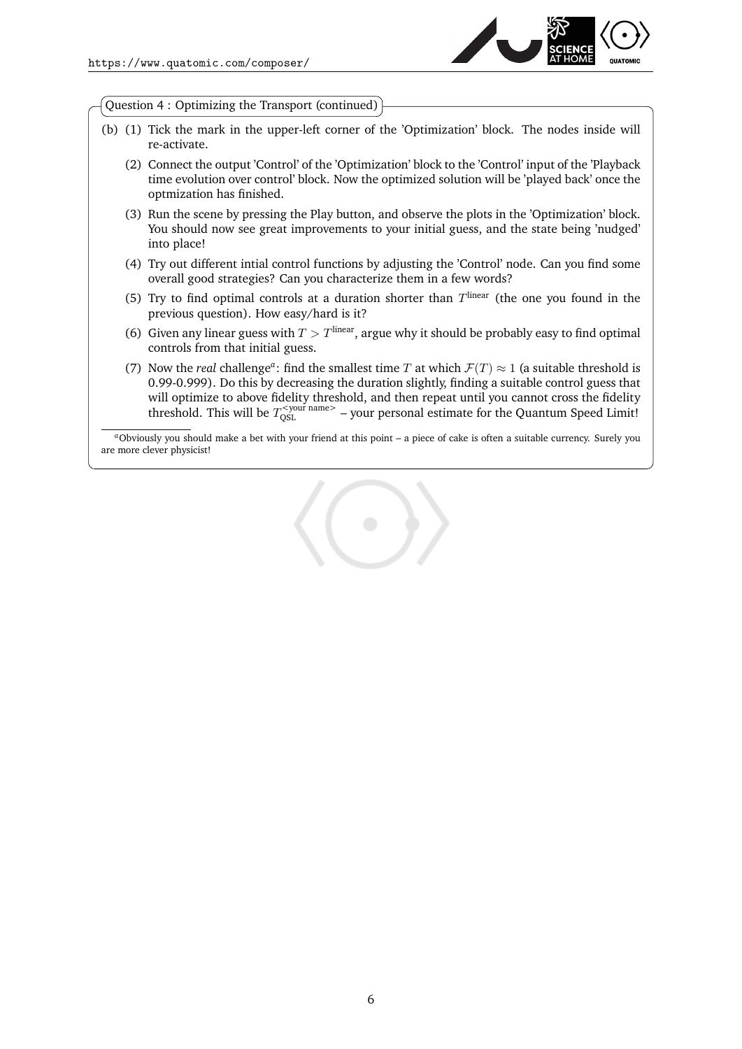Question 4 : Optimizing the Transport (continued)

(b) (1) Tick the mark in the upper-left corner of the 'Optimization' block. The nodes inside will re-activate.

(2) Connect the output 'Control' of the 'Optimization' block to the 'Control' input of the 'Playback time evolution over control' block. Now the optimized solution will be 'played back' once the optmization has finished.

(3) Run the scene by pressing the Play button, and observe the plots in the 'Optimization' block. You should now see great improvements to your initial guess, and the state being 'nudged' into place!

(4) Try out different intial control functions by adjusting the 'Control' node. Can you find some overall good strategies? Can you characterize them in a few words?

(5) Try to find optimal controls at a duration shorter than $T^{\text{linear}}$ (the one you found in the previous question). How easy/hard is it?

(6) Given any linear guess with $T > T^{\text{linear}}$, argue why it should be probably easy to find optimal controls from that initial guess.

(7) Now the *real* challenge[a]: find the smallest time $T$ at which $\mathcal{F}(T) \approx 1$ (a suitable threshold is 0.99-0.999). Do this by decreasing the duration slightly, finding a suitable control guess that will optimize to above fidelity threshold, and then repeat until you cannot cross the fidelity threshold. This will be $T_{\text{QSL}}^{\text{<your name>}}$ – your personal estimate for the Quantum Speed Limit!

[a] Obviously you should make a bet with your friend at this point – a piece of cake is often a suitable currency. Surely you are more clever physicist!